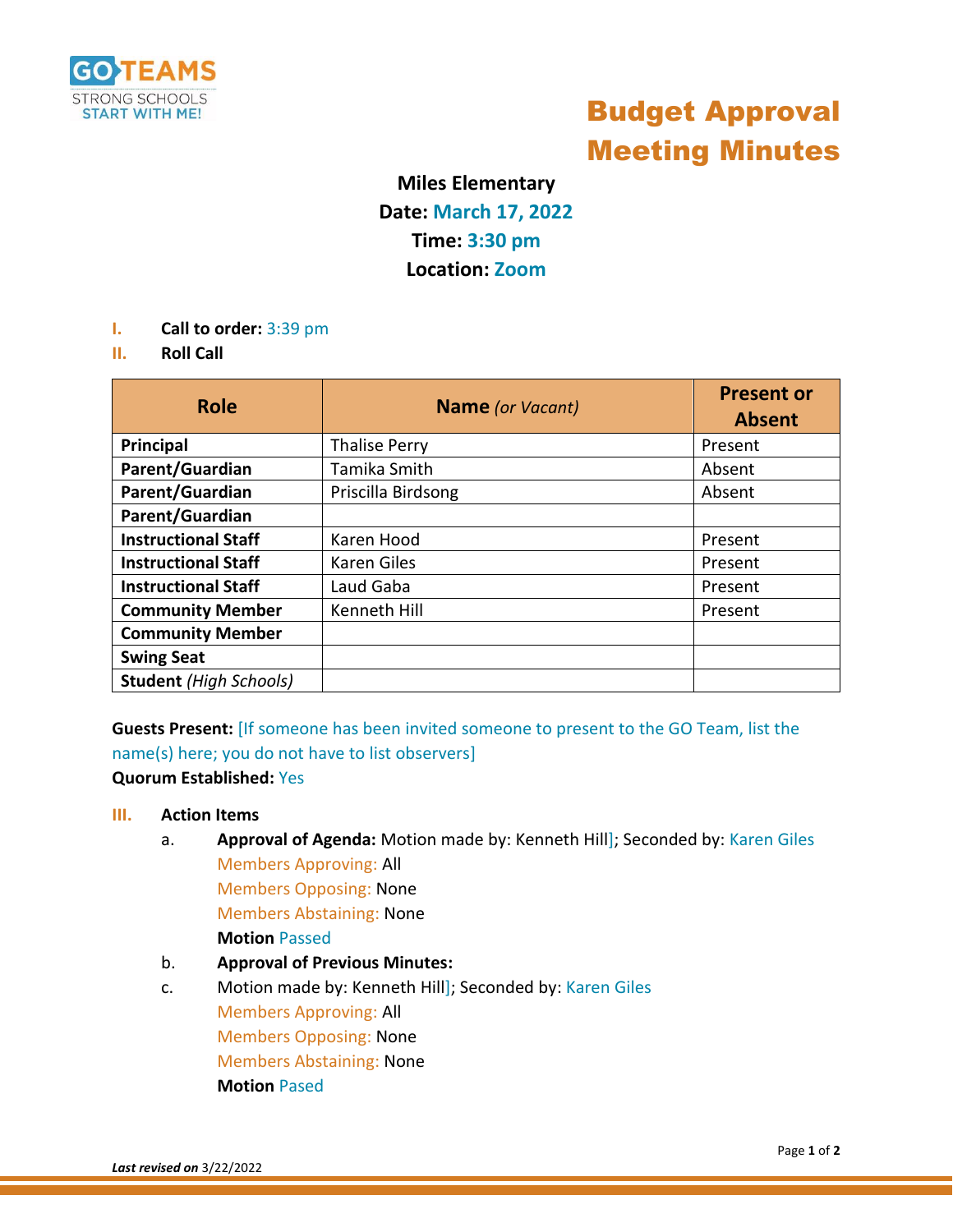GO TEAMS
STRONG SCHOOLS
START WITH ME!

# Budget Approval Meeting Minutes

**Miles Elementary**
**Date:** March 17, 2022
**Time:** 3:30 pm
**Location:** Zoom

**I. Call to order:** 3:39 pm

**II. Roll Call**

| Role | Name *(or Vacant)* | Present or Absent |
|---|---|---|
| **Principal** | Thalise Perry | Present |
| **Parent/Guardian** | Tamika Smith | Absent |
| **Parent/Guardian** | Priscilla Birdsong | Absent |
| **Parent/Guardian** | | |
| **Instructional Staff** | Karen Hood | Present |
| **Instructional Staff** | Karen Giles | Present |
| **Instructional Staff** | Laud Gaba | Present |
| **Community Member** | Kenneth Hill | Present |
| **Community Member** | | |
| **Swing Seat** | | |
| **Student** *(High Schools)* | | |

**Guests Present:** [If someone has been invited someone to present to the GO Team, list the name(s) here; you do not have to list observers]

**Quorum Established:** Yes

**III. Action Items**

a. **Approval of Agenda:** Motion made by: Kenneth Hill]; Seconded by: Karen Giles
   Members Approving: All
   Members Opposing: None
   Members Abstaining: None
   **Motion** Passed

b. **Approval of Previous Minutes:**

c. Motion made by: Kenneth Hill]; Seconded by: Karen Giles
   Members Approving: All
   Members Opposing: None
   Members Abstaining: None
   **Motion** Pased

***Last revised on*** 3/22/2022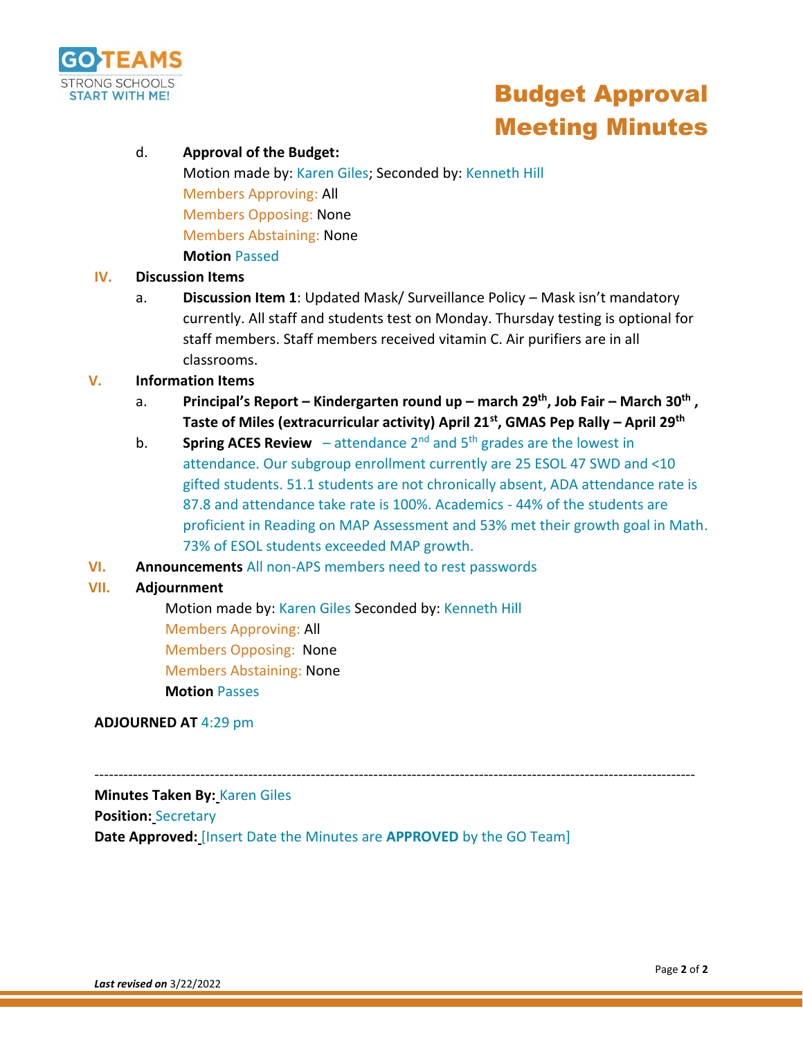# Budget Approval Meeting Minutes

d. **Approval of the Budget:**
Motion made by: Karen Giles; Seconded by: Kenneth Hill
Members Approving: All
Members Opposing: None
Members Abstaining: None
**Motion** Passed

**IV. Discussion Items**

a. **Discussion Item 1**: Updated Mask/ Surveillance Policy – Mask isn't mandatory currently. All staff and students test on Monday. Thursday testing is optional for staff members. Staff members received vitamin C. Air purifiers are in all classrooms.

**V. Information Items**

a. **Principal's Report – Kindergarten round up – march 29th, Job Fair – March 30th , Taste of Miles (extracurricular activity) April 21st, GMAS Pep Rally – April 29th**

b. **Spring ACES Review** – attendance 2nd and 5th grades are the lowest in attendance. Our subgroup enrollment currently are 25 ESOL 47 SWD and <10 gifted students. 51.1 students are not chronically absent, ADA attendance rate is 87.8 and attendance take rate is 100%. Academics - 44% of the students are proficient in Reading on MAP Assessment and 53% met their growth goal in Math. 73% of ESOL students exceeded MAP growth.

**VI. Announcements** All non-APS members need to rest passwords

**VII. Adjournment**

Motion made by: Karen Giles Seconded by: Kenneth Hill
Members Approving: All
Members Opposing: None
Members Abstaining: None
**Motion** Passes

**ADJOURNED AT** 4:29 pm

---

**Minutes Taken By:** Karen Giles
**Position:** Secretary
**Date Approved:** [Insert Date the Minutes are **APPROVED** by the GO Team]

***Last revised on*** 3/22/2022